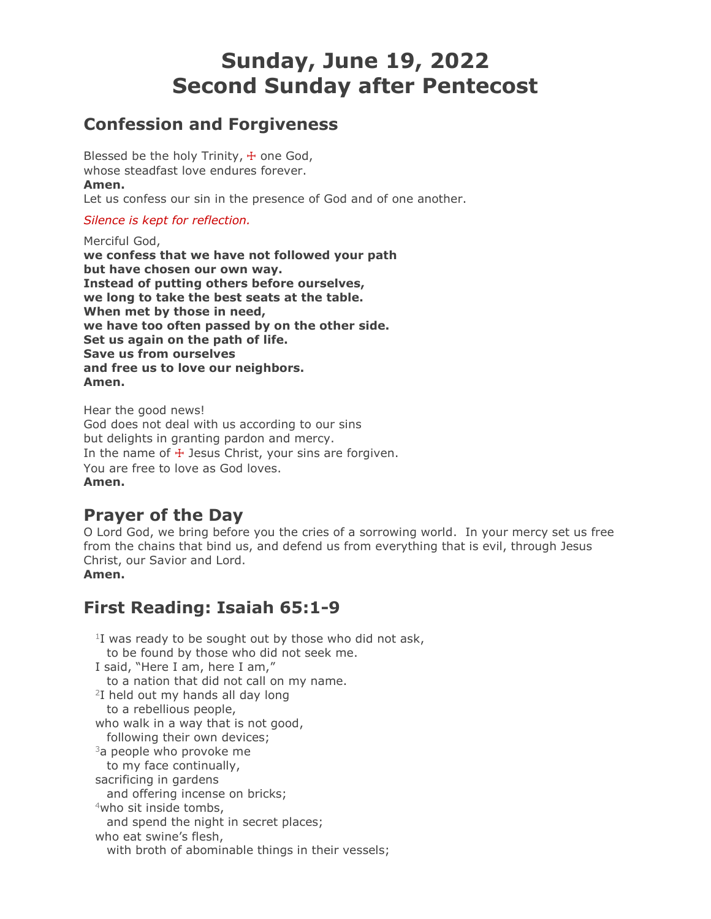# Sunday, June 19, 2022
# Second Sunday after Pentecost

## Confession and Forgiveness

Blessed be the holy Trinity, ☩ one God,
whose steadfast love endures forever.
**Amen.**
Let us confess our sin in the presence of God and of one another.

*Silence is kept for reflection.*

Merciful God,
**we confess that we have not followed your path**
**but have chosen our own way.**
**Instead of putting others before ourselves,**
**we long to take the best seats at the table.**
**When met by those in need,**
**we have too often passed by on the other side.**
**Set us again on the path of life.**
**Save us from ourselves**
**and free us to love our neighbors.**
**Amen.**

Hear the good news!
God does not deal with us according to our sins
but delights in granting pardon and mercy.
In the name of ☩ Jesus Christ, your sins are forgiven.
You are free to love as God loves.
**Amen.**

## Prayer of the Day

O Lord God, we bring before you the cries of a sorrowing world. In your mercy set us free from the chains that bind us, and defend us from everything that is evil, through Jesus Christ, our Savior and Lord.
**Amen.**

## First Reading: Isaiah 65:1-9

[1]I was ready to be sought out by those who did not ask,
  to be found by those who did not seek me.
I said, "Here I am, here I am,"
  to a nation that did not call on my name.
[2]I held out my hands all day long
  to a rebellious people,
who walk in a way that is not good,
  following their own devices;
[3]a people who provoke me
  to my face continually,
sacrificing in gardens
  and offering incense on bricks;
[4]who sit inside tombs,
  and spend the night in secret places;
who eat swine's flesh,
  with broth of abominable things in their vessels;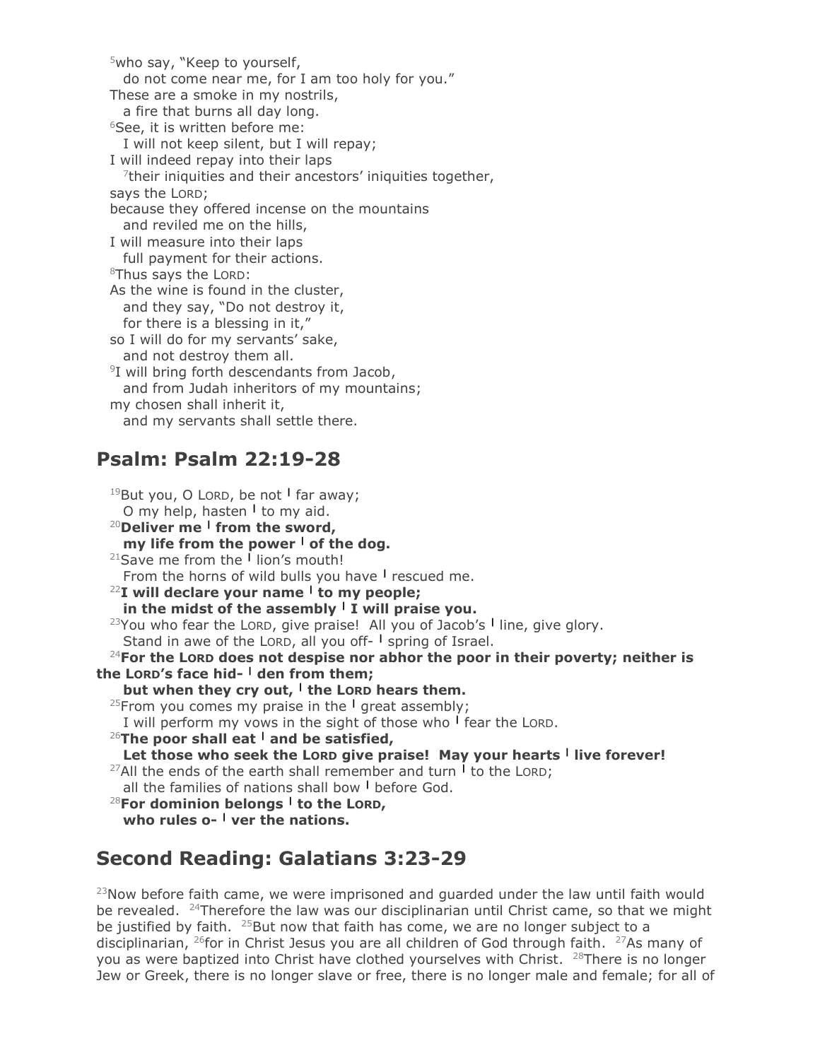[5]who say, "Keep to yourself,
  do not come near me, for I am too holy for you."
These are a smoke in my nostrils,
  a fire that burns all day long.
[6]See, it is written before me:
  I will not keep silent, but I will repay;
I will indeed repay into their laps
  [7]their iniquities and their ancestors' iniquities together,
says the LORD;
because they offered incense on the mountains
  and reviled me on the hills,
I will measure into their laps
  full payment for their actions.
[8]Thus says the LORD:
As the wine is found in the cluster,
  and they say, "Do not destroy it,
  for there is a blessing in it,"
so I will do for my servants' sake,
  and not destroy them all.
[9]I will bring forth descendants from Jacob,
  and from Judah inheritors of my mountains;
my chosen shall inherit it,
  and my servants shall settle there.

## Psalm: Psalm 22:19-28

[19]But you, O LORD, be not | far away;
  O my help, hasten | to my aid.
**[20]Deliver me | from the sword,**
  **my life from the power | of the dog.**
[21]Save me from the | lion's mouth!
  From the horns of wild bulls you have | rescued me.
**[22]I will declare your name | to my people;**
  **in the midst of the assembly | I will praise you.**
[23]You who fear the LORD, give praise! All you of Jacob's | line, give glory.
  Stand in awe of the LORD, all you off- | spring of Israel.
**[24]For the LORD does not despise nor abhor the poor in their poverty; neither is the LORD's face hid- | den from them;**
  **but when they cry out, | the LORD hears them.**
[25]From you comes my praise in the | great assembly;
  I will perform my vows in the sight of those who | fear the LORD.
**[26]The poor shall eat | and be satisfied,**
  **Let those who seek the LORD give praise! May your hearts | live forever!**
[27]All the ends of the earth shall remember and turn | to the LORD;
  all the families of nations shall bow | before God.
**[28]For dominion belongs | to the LORD,**
  **who rules o- | ver the nations.**

## Second Reading: Galatians 3:23-29

[23]Now before faith came, we were imprisoned and guarded under the law until faith would be revealed. [24]Therefore the law was our disciplinarian until Christ came, so that we might be justified by faith. [25]But now that faith has come, we are no longer subject to a disciplinarian, [26]for in Christ Jesus you are all children of God through faith. [27]As many of you as were baptized into Christ have clothed yourselves with Christ. [28]There is no longer Jew or Greek, there is no longer slave or free, there is no longer male and female; for all of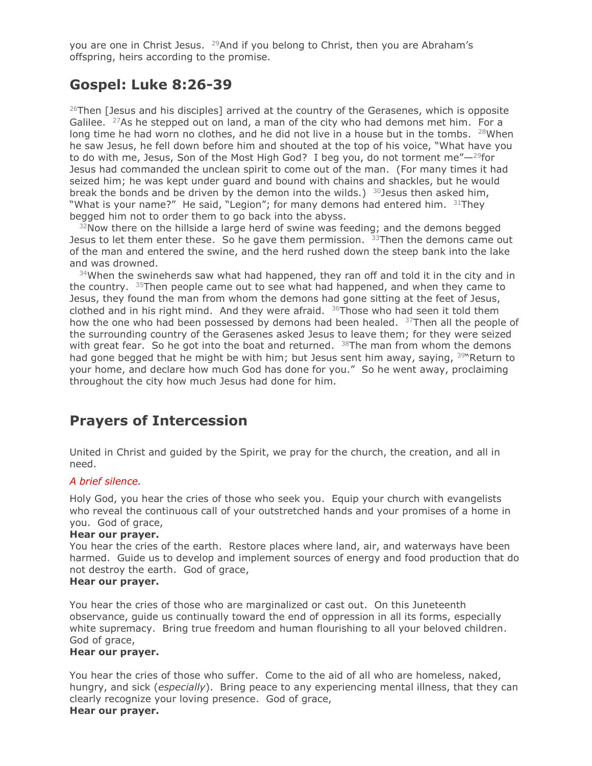you are one in Christ Jesus. [29]And if you belong to Christ, then you are Abraham's offspring, heirs according to the promise.

## Gospel: Luke 8:26-39

[26]Then [Jesus and his disciples] arrived at the country of the Gerasenes, which is opposite Galilee. [27]As he stepped out on land, a man of the city who had demons met him. For a long time he had worn no clothes, and he did not live in a house but in the tombs. [28]When he saw Jesus, he fell down before him and shouted at the top of his voice, "What have you to do with me, Jesus, Son of the Most High God? I beg you, do not torment me"—[29]for Jesus had commanded the unclean spirit to come out of the man. (For many times it had seized him; he was kept under guard and bound with chains and shackles, but he would break the bonds and be driven by the demon into the wilds.) [30]Jesus then asked him, "What is your name?" He said, "Legion"; for many demons had entered him. [31]They begged him not to order them to go back into the abyss.

[32]Now there on the hillside a large herd of swine was feeding; and the demons begged Jesus to let them enter these. So he gave them permission. [33]Then the demons came out of the man and entered the swine, and the herd rushed down the steep bank into the lake and was drowned.

[34]When the swineherds saw what had happened, they ran off and told it in the city and in the country. [35]Then people came out to see what had happened, and when they came to Jesus, they found the man from whom the demons had gone sitting at the feet of Jesus, clothed and in his right mind. And they were afraid. [36]Those who had seen it told them how the one who had been possessed by demons had been healed. [37]Then all the people of the surrounding country of the Gerasenes asked Jesus to leave them; for they were seized with great fear. So he got into the boat and returned. [38]The man from whom the demons had gone begged that he might be with him; but Jesus sent him away, saying, [39]"Return to your home, and declare how much God has done for you." So he went away, proclaiming throughout the city how much Jesus had done for him.

## Prayers of Intercession

United in Christ and guided by the Spirit, we pray for the church, the creation, and all in need.

*A brief silence.*

Holy God, you hear the cries of those who seek you. Equip your church with evangelists who reveal the continuous call of your outstretched hands and your promises of a home in you. God of grace,
**Hear our prayer.**
You hear the cries of the earth. Restore places where land, air, and waterways have been harmed. Guide us to develop and implement sources of energy and food production that do not destroy the earth. God of grace,
**Hear our prayer.**

You hear the cries of those who are marginalized or cast out. On this Juneteenth observance, guide us continually toward the end of oppression in all its forms, especially white supremacy. Bring true freedom and human flourishing to all your beloved children. God of grace,
**Hear our prayer.**

You hear the cries of those who suffer. Come to the aid of all who are homeless, naked, hungry, and sick (*especially*). Bring peace to any experiencing mental illness, that they can clearly recognize your loving presence. God of grace,
**Hear our prayer.**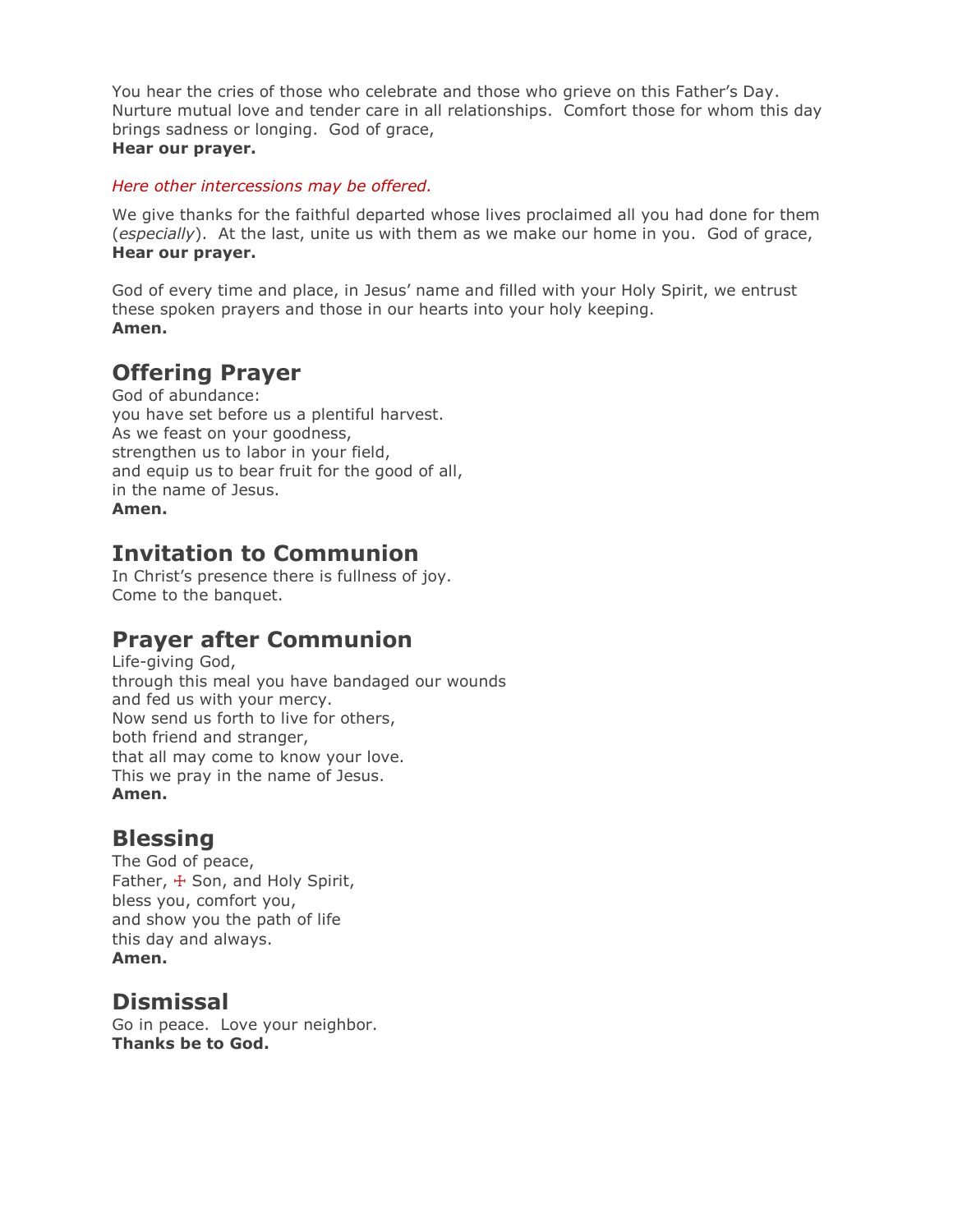You hear the cries of those who celebrate and those who grieve on this Father's Day. Nurture mutual love and tender care in all relationships. Comfort those for whom this day brings sadness or longing. God of grace,
**Hear our prayer.**

*Here other intercessions may be offered.*

We give thanks for the faithful departed whose lives proclaimed all you had done for them (*especially*). At the last, unite us with them as we make our home in you. God of grace,
**Hear our prayer.**

God of every time and place, in Jesus' name and filled with your Holy Spirit, we entrust these spoken prayers and those in our hearts into your holy keeping.
**Amen.**

## Offering Prayer

God of abundance:
you have set before us a plentiful harvest.
As we feast on your goodness,
strengthen us to labor in your field,
and equip us to bear fruit for the good of all,
in the name of Jesus.
**Amen.**

## Invitation to Communion

In Christ's presence there is fullness of joy.
Come to the banquet.

## Prayer after Communion

Life-giving God,
through this meal you have bandaged our wounds
and fed us with your mercy.
Now send us forth to live for others,
both friend and stranger,
that all may come to know your love.
This we pray in the name of Jesus.
**Amen.**

## Blessing

The God of peace,
Father, ☩ Son, and Holy Spirit,
bless you, comfort you,
and show you the path of life
this day and always.
**Amen.**

## Dismissal

Go in peace. Love your neighbor.
**Thanks be to God.**